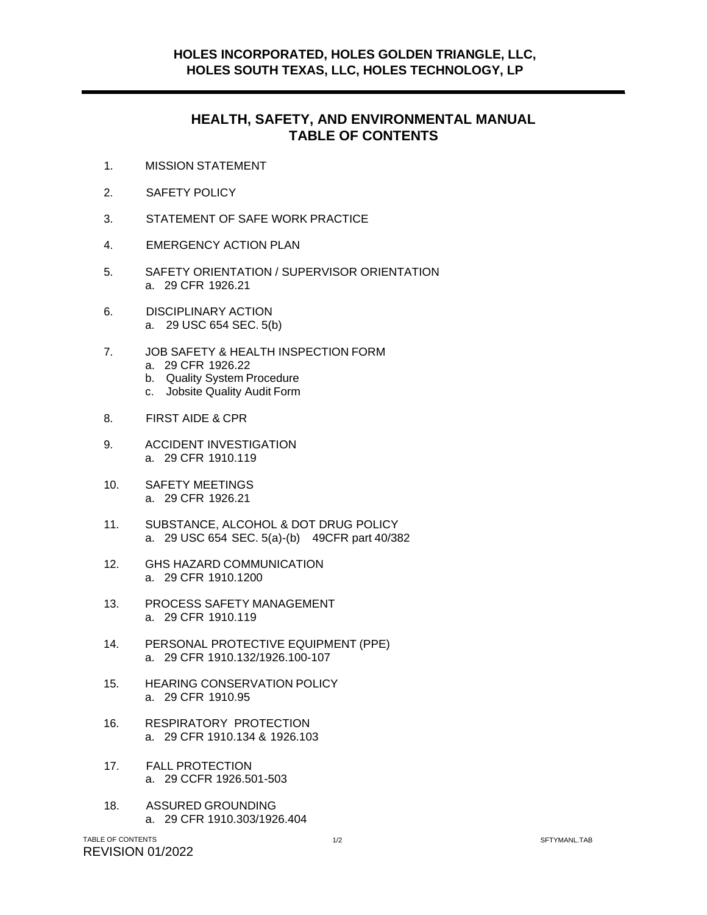**HOLES INCORPORATED, HOLES GOLDEN TRIANGLE, LLC, HOLES SOUTH TEXAS, LLC, HOLES TECHNOLOGY, LP**

# HEALTH, SAFETY, AND ENVIRONMENTAL MANUAL
# TABLE OF CONTENTS

1. MISSION STATEMENT

2. SAFETY POLICY

3. STATEMENT OF SAFE WORK PRACTICE

4. EMERGENCY ACTION PLAN

5. SAFETY ORIENTATION / SUPERVISOR ORIENTATION
   a. 29 CFR 1926.21

6. DISCIPLINARY ACTION
   a. 29 USC 654 SEC. 5(b)

7. JOB SAFETY & HEALTH INSPECTION FORM
   a. 29 CFR 1926.22
   b. Quality System Procedure
   c. Jobsite Quality Audit Form

8. FIRST AIDE & CPR

9. ACCIDENT INVESTIGATION
   a. 29 CFR 1910.119

10. SAFETY MEETINGS
    a. 29 CFR 1926.21

11. SUBSTANCE, ALCOHOL & DOT DRUG POLICY
    a. 29 USC 654 SEC. 5(a)-(b) 49CFR part 40/382

12. GHS HAZARD COMMUNICATION
    a. 29 CFR 1910.1200

13. PROCESS SAFETY MANAGEMENT
    a. 29 CFR 1910.119

14. PERSONAL PROTECTIVE EQUIPMENT (PPE)
    a. 29 CFR 1910.132/1926.100-107

15. HEARING CONSERVATION POLICY
    a. 29 CFR 1910.95

16. RESPIRATORY PROTECTION
    a. 29 CFR 1910.134 & 1926.103

17. FALL PROTECTION
    a. 29 CCFR 1926.501-503

18. ASSURED GROUNDING
    a. 29 CFR 1910.303/1926.404

TABLE OF CONTENTS
REVISION 01/2022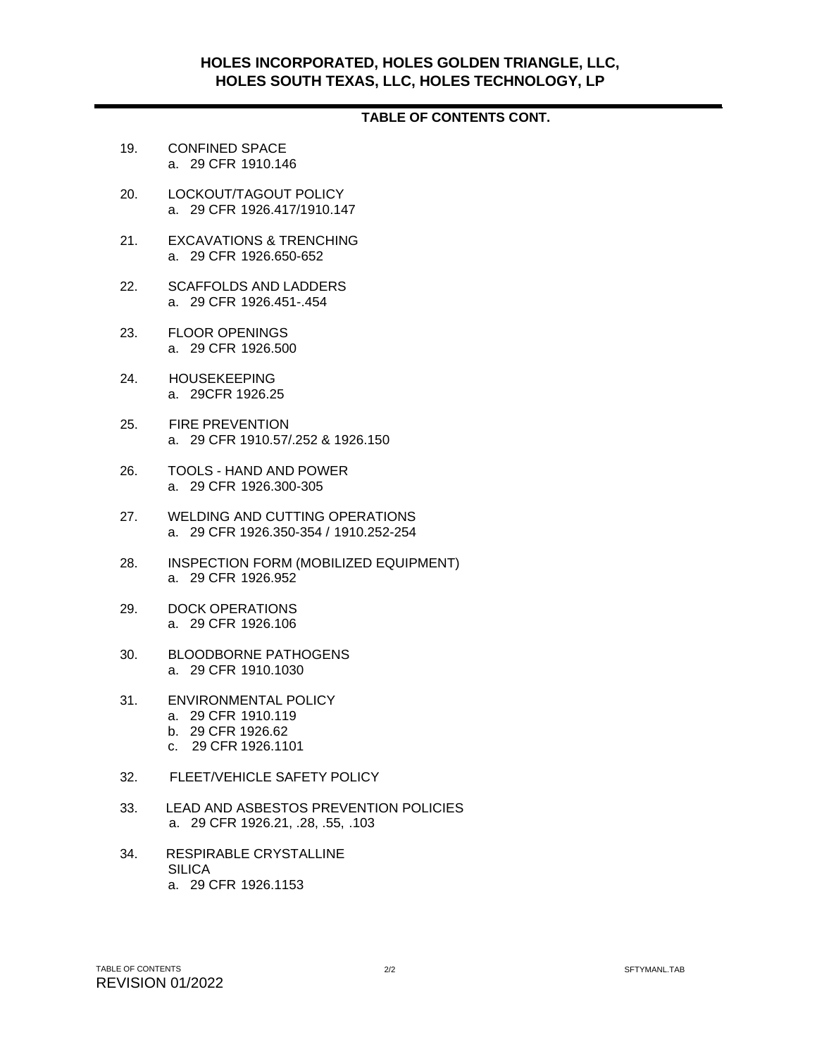# HOLES INCORPORATED, HOLES GOLDEN TRIANGLE, LLC, HOLES SOUTH TEXAS, LLC, HOLES TECHNOLOGY, LP

## TABLE OF CONTENTS CONT.

19. CONFINED SPACE
    a. 29 CFR 1910.146

20. LOCKOUT/TAGOUT POLICY
    a. 29 CFR 1926.417/1910.147

21. EXCAVATIONS & TRENCHING
    a. 29 CFR 1926.650-652

22. SCAFFOLDS AND LADDERS
    a. 29 CFR 1926.451-.454

23. FLOOR OPENINGS
    a. 29 CFR 1926.500

24. HOUSEKEEPING
    a. 29CFR 1926.25

25. FIRE PREVENTION
    a. 29 CFR 1910.57/.252 & 1926.150

26. TOOLS - HAND AND POWER
    a. 29 CFR 1926.300-305

27. WELDING AND CUTTING OPERATIONS
    a. 29 CFR 1926.350-354 / 1910.252-254

28. INSPECTION FORM (MOBILIZED EQUIPMENT)
    a. 29 CFR 1926.952

29. DOCK OPERATIONS
    a. 29 CFR 1926.106

30. BLOODBORNE PATHOGENS
    a. 29 CFR 1910.1030

31. ENVIRONMENTAL POLICY
    a. 29 CFR 1910.119
    b. 29 CFR 1926.62
    c. 29 CFR 1926.1101

32. FLEET/VEHICLE SAFETY POLICY

33. LEAD AND ASBESTOS PREVENTION POLICIES
    a. 29 CFR 1926.21, .28, .55, .103

34. RESPIRABLE CRYSTALLINE SILICA
    a. 29 CFR 1926.1153

TABLE OF CONTENTS SFTYMANL.TAB
REVISION 01/2022